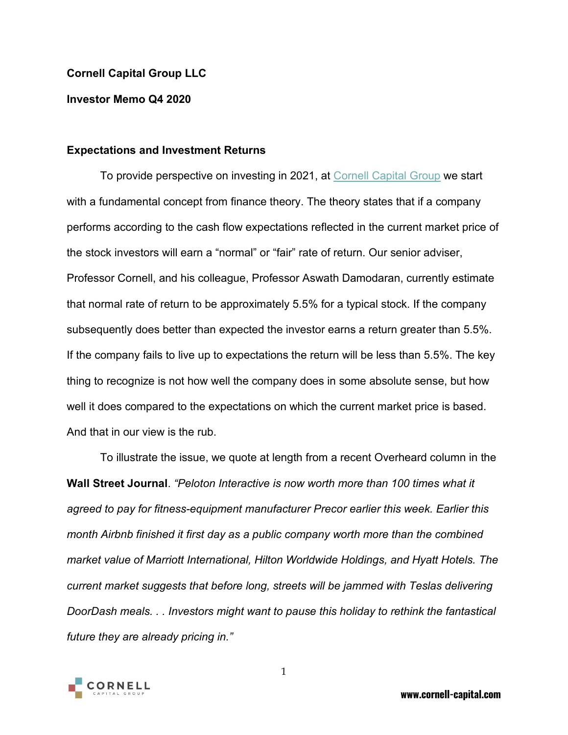**Cornell Capital Group LLC**

**Investor Memo Q4 2020**

**Expectations and Investment Returns**

To provide perspective on investing in 2021, at Cornell Capital Group we start with a fundamental concept from finance theory. The theory states that if a company performs according to the cash flow expectations reflected in the current market price of the stock investors will earn a "normal" or "fair" rate of return. Our senior adviser, Professor Cornell, and his colleague, Professor Aswath Damodaran, currently estimate that normal rate of return to be approximately 5.5% for a typical stock. If the company subsequently does better than expected the investor earns a return greater than 5.5%. If the company fails to live up to expectations the return will be less than 5.5%. The key thing to recognize is not how well the company does in some absolute sense, but how well it does compared to the expectations on which the current market price is based. And that in our view is the rub.

To illustrate the issue, we quote at length from a recent Overheard column in the **Wall Street Journal**. *"Peloton Interactive is now worth more than 100 times what it agreed to pay for fitness-equipment manufacturer Precor earlier this week. Earlier this month Airbnb finished it first day as a public company worth more than the combined market value of Marriott International, Hilton Worldwide Holdings, and Hyatt Hotels. The current market suggests that before long, streets will be jammed with Teslas delivering DoorDash meals. . . Investors might want to pause this holiday to rethink the fantastical future they are already pricing in."*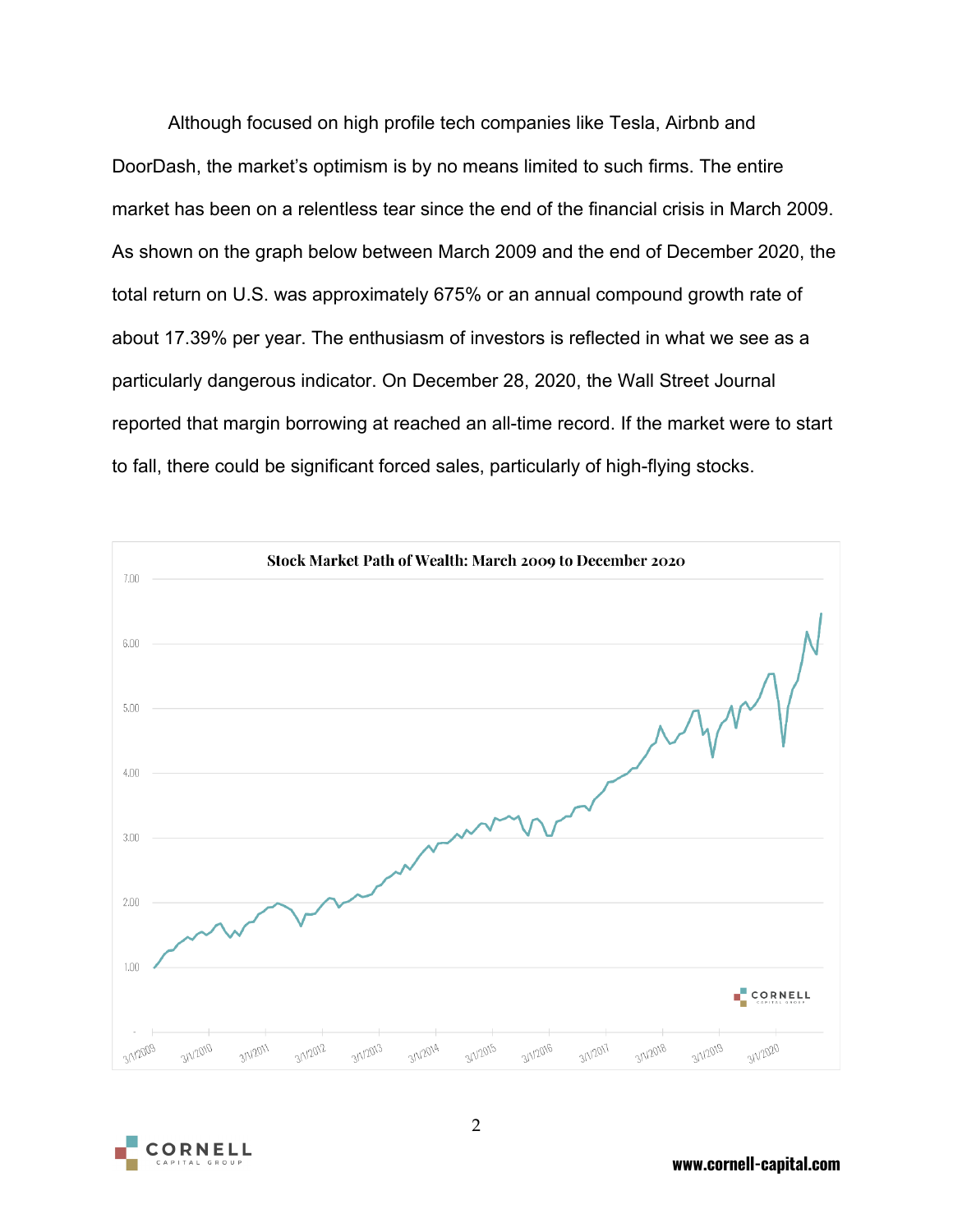Although focused on high profile tech companies like Tesla, Airbnb and DoorDash, the market's optimism is by no means limited to such firms. The entire market has been on a relentless tear since the end of the financial crisis in March 2009. As shown on the graph below between March 2009 and the end of December 2020, the total return on U.S. was approximately 675% or an annual compound growth rate of about 17.39% per year. The enthusiasm of investors is reflected in what we see as a particularly dangerous indicator. On December 28, 2020, the Wall Street Journal reported that margin borrowing at reached an all-time record. If the market were to start to fall, there could be significant forced sales, particularly of high-flying stocks.

**Stock Market Path of Wealth: March 2009 to December 2020**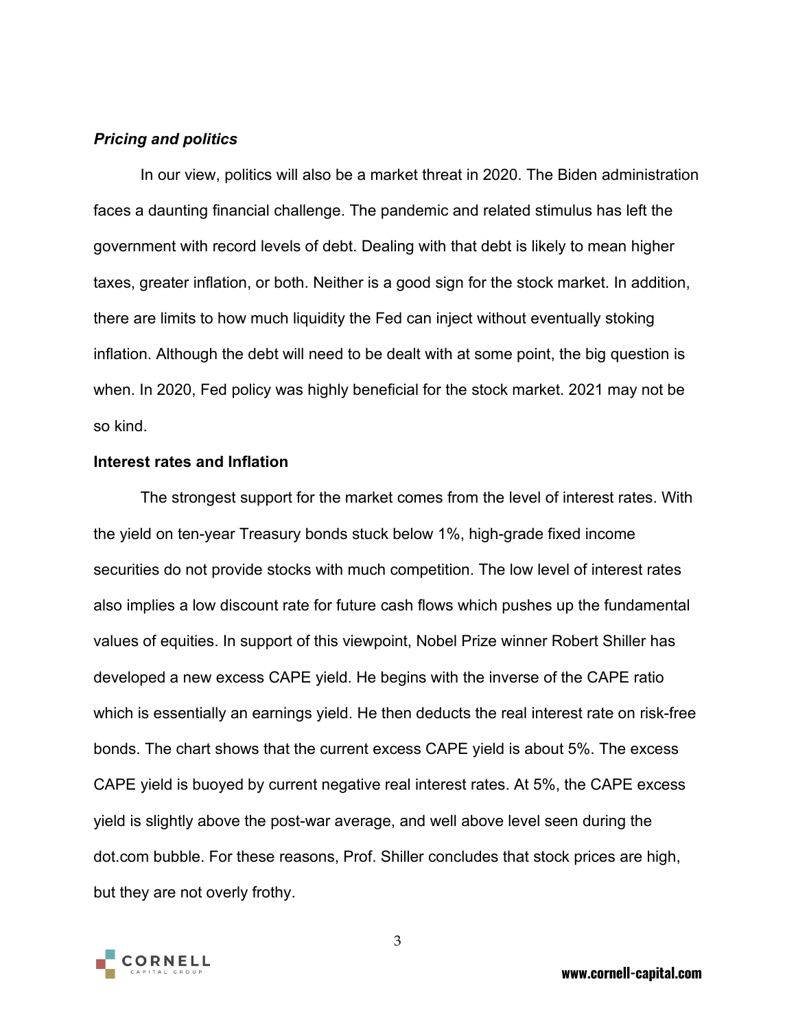***Pricing and politics***

In our view, politics will also be a market threat in 2020. The Biden administration faces a daunting financial challenge. The pandemic and related stimulus has left the government with record levels of debt. Dealing with that debt is likely to mean higher taxes, greater inflation, or both. Neither is a good sign for the stock market. In addition, there are limits to how much liquidity the Fed can inject without eventually stoking inflation. Although the debt will need to be dealt with at some point, the big question is when. In 2020, Fed policy was highly beneficial for the stock market. 2021 may not be so kind.

**Interest rates and Inflation**

The strongest support for the market comes from the level of interest rates. With the yield on ten-year Treasury bonds stuck below 1%, high-grade fixed income securities do not provide stocks with much competition. The low level of interest rates also implies a low discount rate for future cash flows which pushes up the fundamental values of equities. In support of this viewpoint, Nobel Prize winner Robert Shiller has developed a new excess CAPE yield. He begins with the inverse of the CAPE ratio which is essentially an earnings yield. He then deducts the real interest rate on risk-free bonds. The chart shows that the current excess CAPE yield is about 5%. The excess CAPE yield is buoyed by current negative real interest rates. At 5%, the CAPE excess yield is slightly above the post-war average, and well above level seen during the dot.com bubble. For these reasons, Prof. Shiller concludes that stock prices are high, but they are not overly frothy.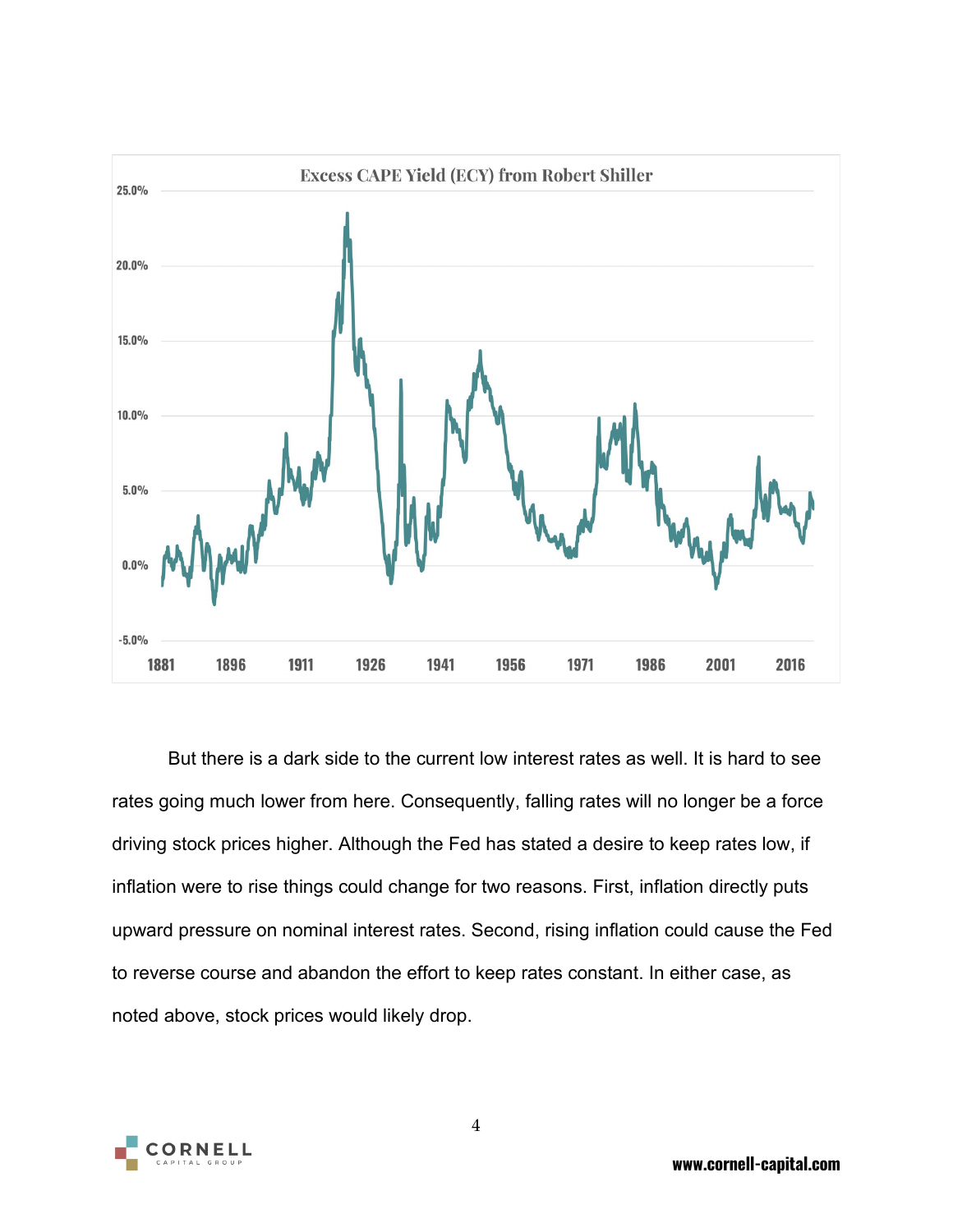But there is a dark side to the current low interest rates as well. It is hard to see rates going much lower from here. Consequently, falling rates will no longer be a force driving stock prices higher. Although the Fed has stated a desire to keep rates low, if inflation were to rise things could change for two reasons. First, inflation directly puts upward pressure on nominal interest rates. Second, rising inflation could cause the Fed to reverse course and abandon the effort to keep rates constant. In either case, as noted above, stock prices would likely drop.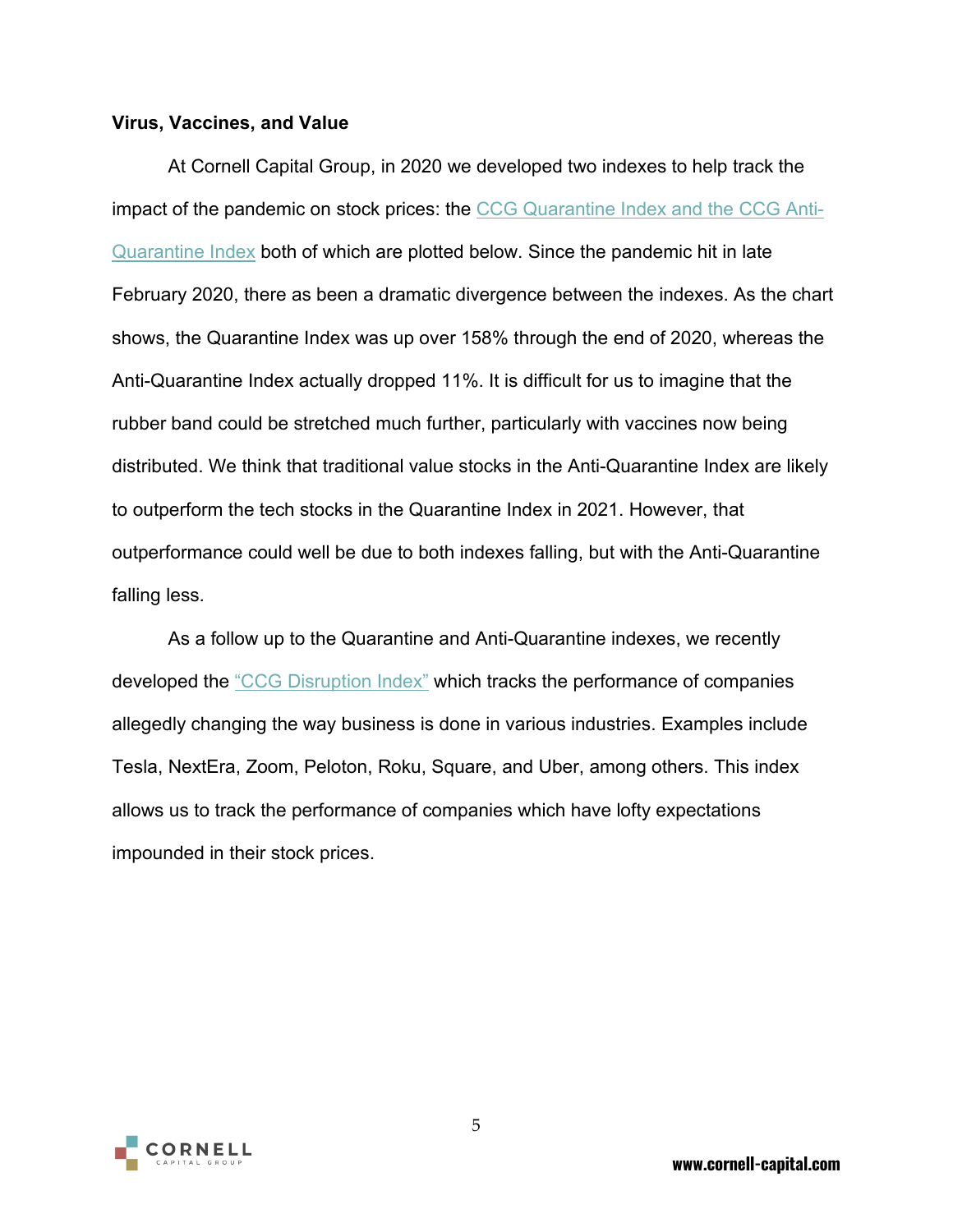**Virus, Vaccines, and Value**

At Cornell Capital Group, in 2020 we developed two indexes to help track the impact of the pandemic on stock prices: the CCG Quarantine Index and the CCG Anti-Quarantine Index both of which are plotted below. Since the pandemic hit in late February 2020, there as been a dramatic divergence between the indexes. As the chart shows, the Quarantine Index was up over 158% through the end of 2020, whereas the Anti-Quarantine Index actually dropped 11%. It is difficult for us to imagine that the rubber band could be stretched much further, particularly with vaccines now being distributed. We think that traditional value stocks in the Anti-Quarantine Index are likely to outperform the tech stocks in the Quarantine Index in 2021. However, that outperformance could well be due to both indexes falling, but with the Anti-Quarantine falling less.

As a follow up to the Quarantine and Anti-Quarantine indexes, we recently developed the "CCG Disruption Index" which tracks the performance of companies allegedly changing the way business is done in various industries. Examples include Tesla, NextEra, Zoom, Peloton, Roku, Square, and Uber, among others. This index allows us to track the performance of companies which have lofty expectations impounded in their stock prices.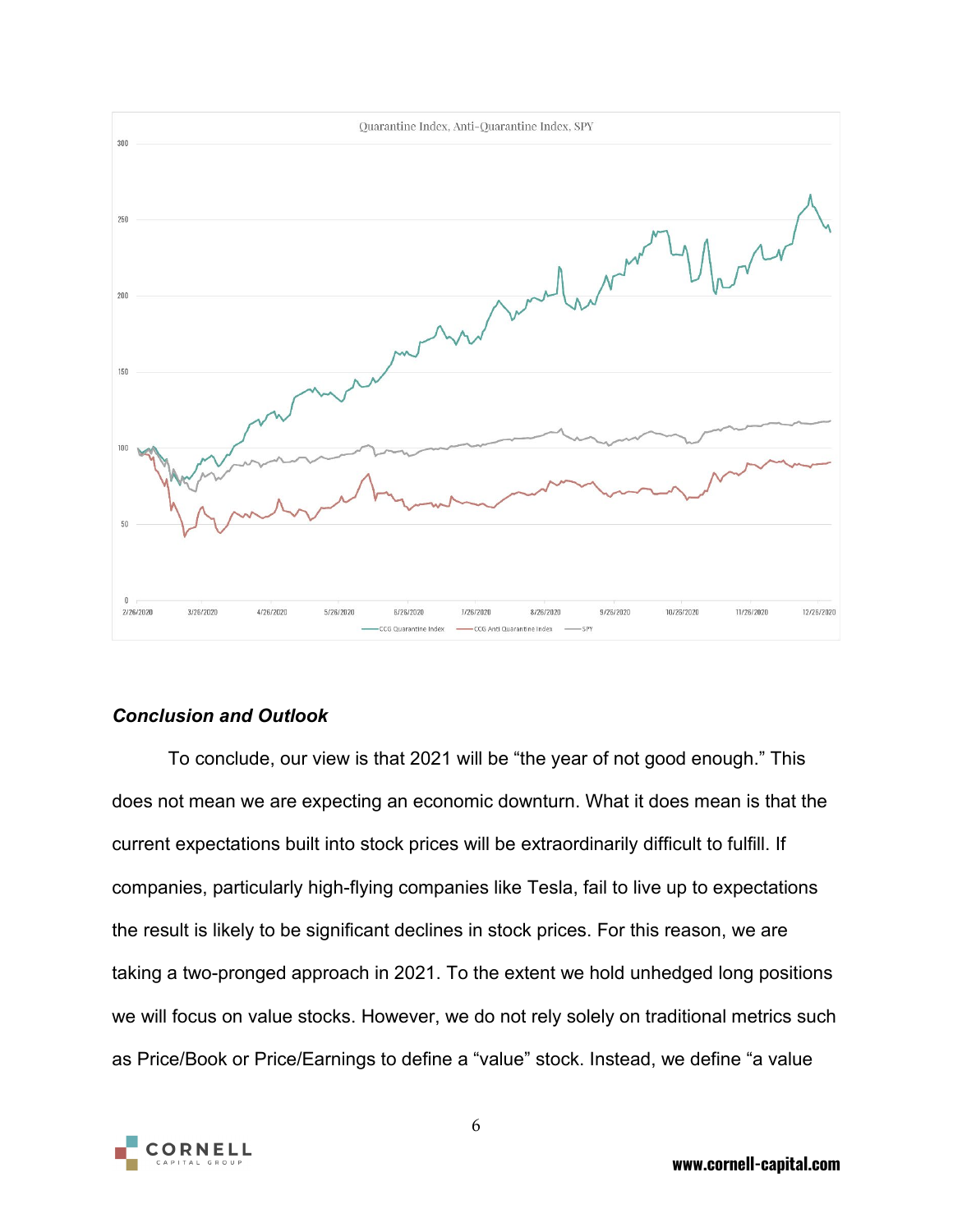## *Conclusion and Outlook*

To conclude, our view is that 2021 will be "the year of not good enough." This does not mean we are expecting an economic downturn. What it does mean is that the current expectations built into stock prices will be extraordinarily difficult to fulfill. If companies, particularly high-flying companies like Tesla, fail to live up to expectations the result is likely to be significant declines in stock prices. For this reason, we are taking a two-pronged approach in 2021. To the extent we hold unhedged long positions we will focus on value stocks. However, we do not rely solely on traditional metrics such as Price/Book or Price/Earnings to define a "value" stock. Instead, we define "a value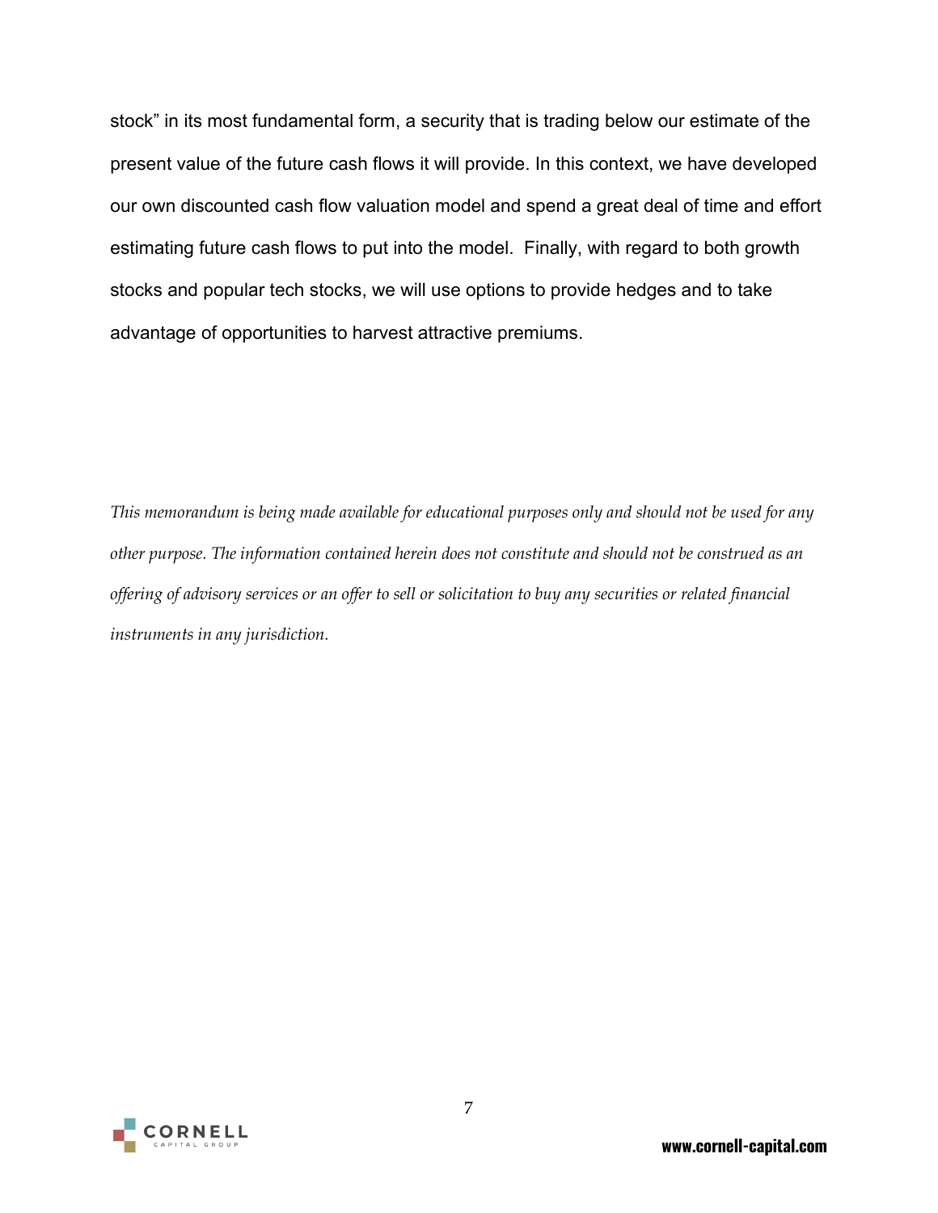stock" in its most fundamental form, a security that is trading below our estimate of the present value of the future cash flows it will provide. In this context, we have developed our own discounted cash flow valuation model and spend a great deal of time and effort estimating future cash flows to put into the model. Finally, with regard to both growth stocks and popular tech stocks, we will use options to provide hedges and to take advantage of opportunities to harvest attractive premiums.

*This memorandum is being made available for educational purposes only and should not be used for any other purpose. The information contained herein does not constitute and should not be construed as an offering of advisory services or an offer to sell or solicitation to buy any securities or related financial instruments in any jurisdiction.*